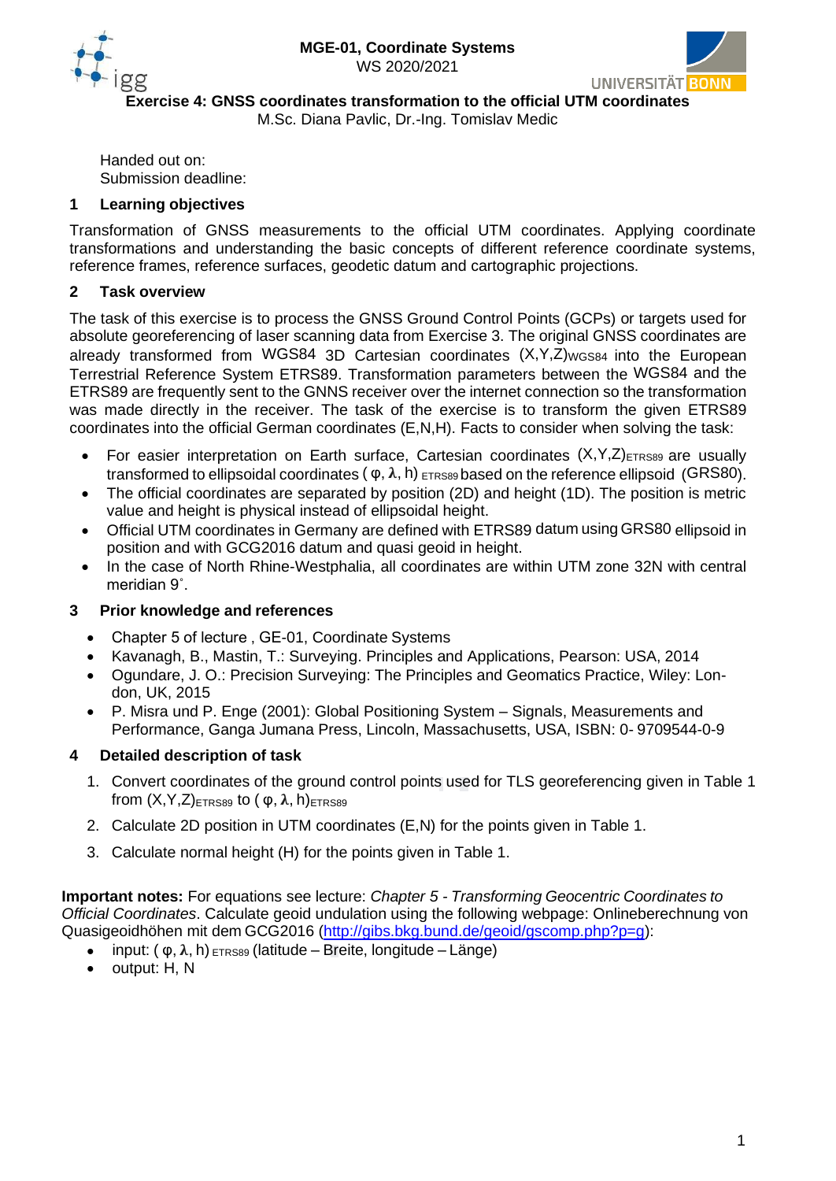**MGE-01, Coordinate Systems**
WS 2020/2021

**Exercise 4: GNSS coordinates transformation to the official UTM coordinates**
M.Sc. Diana Pavlic, Dr.-Ing. Tomislav Medic

Handed out on:
Submission deadline:

## 1 Learning objectives

Transformation of GNSS measurements to the official UTM coordinates. Applying coordinate transformations and understanding the basic concepts of different reference coordinate systems, reference frames, reference surfaces, geodetic datum and cartographic projections.

## 2 Task overview

The task of this exercise is to process the GNSS Ground Control Points (GCPs) or targets used for absolute georeferencing of laser scanning data from Exercise 3. The original GNSS coordinates are already transformed from WGS84 3D Cartesian coordinates $(X,Y,Z)_{WGS84}$ into the European Terrestrial Reference System ETRS89. Transformation parameters between the WGS84 and the ETRS89 are frequently sent to the GNNS receiver over the internet connection so the transformation was made directly in the receiver. The task of the exercise is to transform the given ETRS89 coordinates into the official German coordinates (E,N,H). Facts to consider when solving the task:

- For easier interpretation on Earth surface, Cartesian coordinates $(X,Y,Z)_{ETRS89}$ are usually transformed to ellipsoidal coordinates $(\varphi, \lambda, h)_{ETRS89}$ based on the reference ellipsoid (GRS80).
- The official coordinates are separated by position (2D) and height (1D). The position is metric value and height is physical instead of ellipsoidal height.
- Official UTM coordinates in Germany are defined with ETRS89 datum using GRS80 ellipsoid in position and with GCG2016 datum and quasi geoid in height.
- In the case of North Rhine-Westphalia, all coordinates are within UTM zone 32N with central meridian 9˚.

## 3 Prior knowledge and references

- Chapter 5 of lecture , GE-01, Coordinate Systems
- Kavanagh, B., Mastin, T.: Surveying. Principles and Applications, Pearson: USA, 2014
- Ogundare, J. O.: Precision Surveying: The Principles and Geomatics Practice, Wiley: London, UK, 2015
- P. Misra und P. Enge (2001): Global Positioning System – Signals, Measurements and Performance, Ganga Jumana Press, Lincoln, Massachusetts, USA, ISBN: 0- 9709544-0-9

## 4 Detailed description of task

1. Convert coordinates of the ground control points used for TLS georeferencing given in Table 1 from $(X,Y,Z)_{ETRS89}$ to $(\varphi, \lambda, h)_{ETRS89}$
2. Calculate 2D position in UTM coordinates (E,N) for the points given in Table 1.
3. Calculate normal height (H) for the points given in Table 1.

**Important notes:** For equations see lecture: *Chapter 5 - Transforming Geocentric Coordinates to Official Coordinates*. Calculate geoid undulation using the following webpage: Onlineberechnung von Quasigeoidhöhen mit dem GCG2016 (http://gibs.bkg.bund.de/geoid/gscomp.php?p=g):

- input: $(\varphi, \lambda, h)_{ETRS89}$ (latitude – Breite, longitude – Länge)
- output: H, N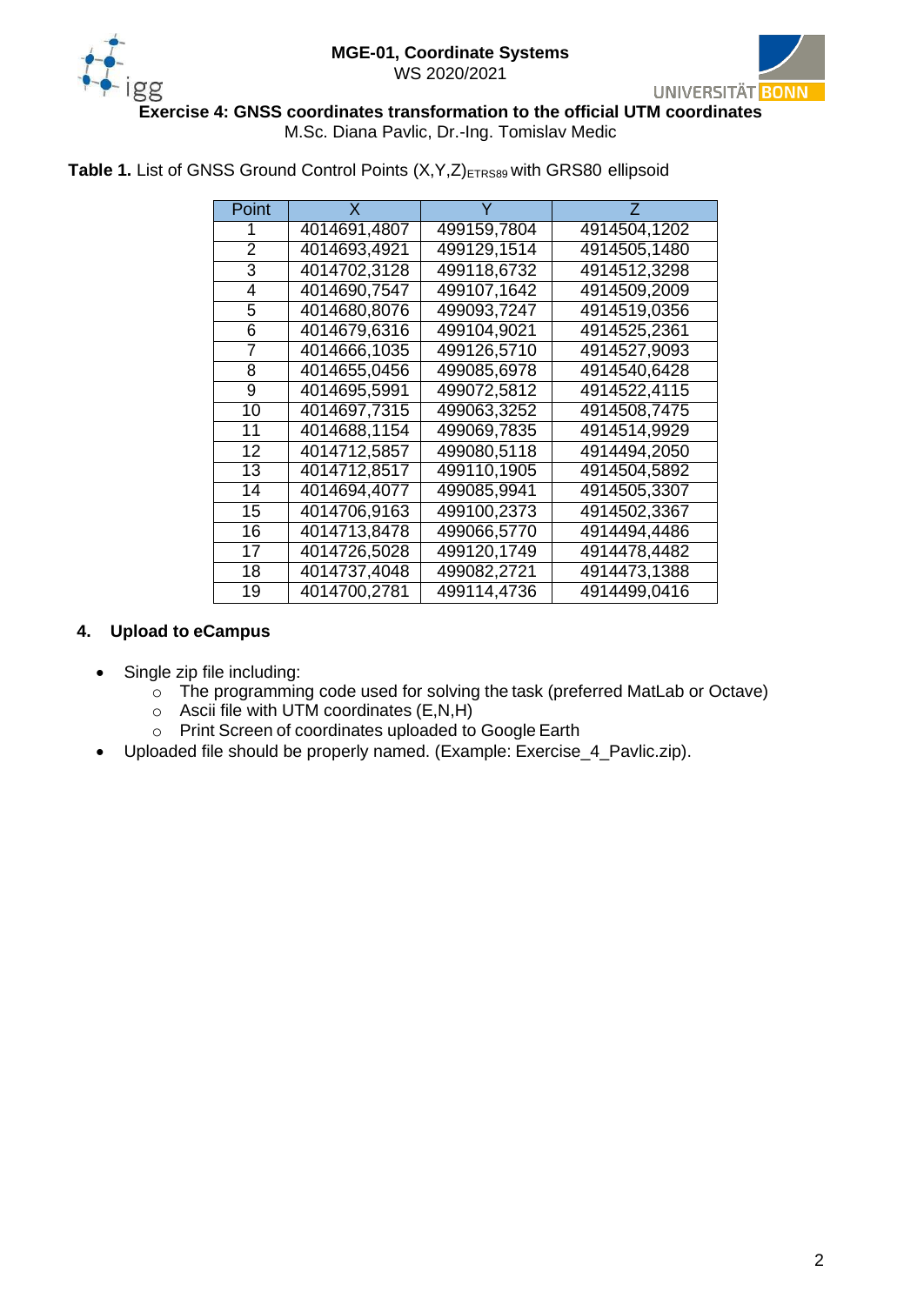# MGE-01, Coordinate Systems

WS 2020/2021

## Exercise 4: GNSS coordinates transformation to the official UTM coordinates

M.Sc. Diana Pavlic, Dr.-Ing. Tomislav Medic

**Table 1.** List of GNSS Ground Control Points $(X,Y,Z)_{ETRS89}$ with GRS80 ellipsoid

| Point | X | Y | Z |
|---|---|---|---|
| 1 | 4014691,4807 | 499159,7804 | 4914504,1202 |
| 2 | 4014693,4921 | 499129,1514 | 4914505,1480 |
| 3 | 4014702,3128 | 499118,6732 | 4914512,3298 |
| 4 | 4014690,7547 | 499107,1642 | 4914509,2009 |
| 5 | 4014680,8076 | 499093,7247 | 4914519,0356 |
| 6 | 4014679,6316 | 499104,9021 | 4914525,2361 |
| 7 | 4014666,1035 | 499126,5710 | 4914527,9093 |
| 8 | 4014655,0456 | 499085,6978 | 4914540,6428 |
| 9 | 4014695,5991 | 499072,5812 | 4914522,4115 |
| 10 | 4014697,7315 | 499063,3252 | 4914508,7475 |
| 11 | 4014688,1154 | 499069,7835 | 4914514,9929 |
| 12 | 4014712,5857 | 499080,5118 | 4914494,2050 |
| 13 | 4014712,8517 | 499110,1905 | 4914504,5892 |
| 14 | 4014694,4077 | 499085,9941 | 4914505,3307 |
| 15 | 4014706,9163 | 499100,2373 | 4914502,3367 |
| 16 | 4014713,8478 | 499066,5770 | 4914494,4486 |
| 17 | 4014726,5028 | 499120,1749 | 4914478,4482 |
| 18 | 4014737,4048 | 499082,2721 | 4914473,1388 |
| 19 | 4014700,2781 | 499114,4736 | 4914499,0416 |

### 4. Upload to eCampus

- Single zip file including:
  - The programming code used for solving the task (preferred MatLab or Octave)
  - Ascii file with UTM coordinates (E,N,H)
  - Print Screen of coordinates uploaded to Google Earth
- Uploaded file should be properly named. (Example: Exercise_4_Pavlic.zip).